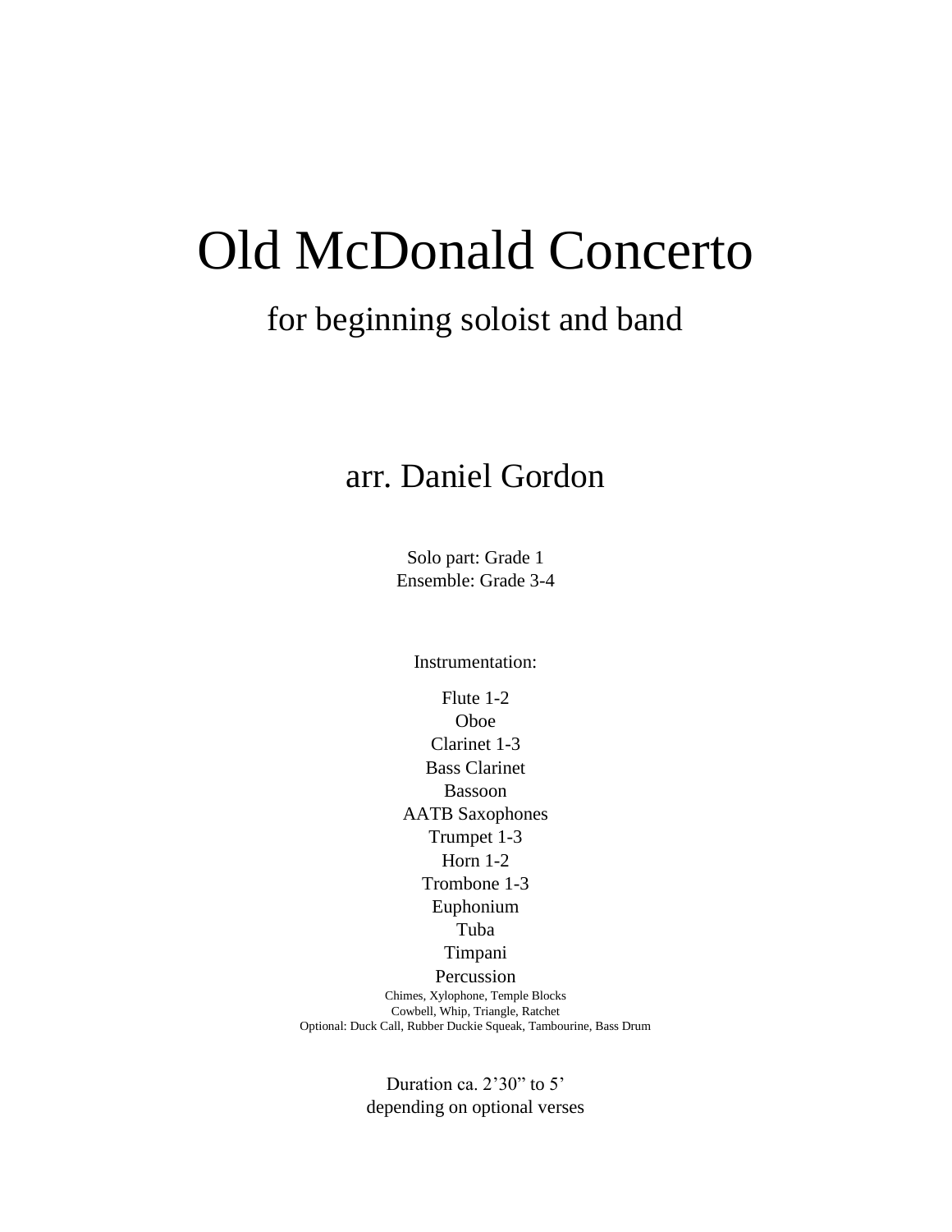# Old McDonald Concerto

## for beginning soloist and band

### arr. Daniel Gordon

Solo part: Grade 1
Ensemble: Grade 3-4

Instrumentation:

Flute 1-2
Oboe
Clarinet 1-3
Bass Clarinet
Bassoon
AATB Saxophones
Trumpet 1-3
Horn 1-2
Trombone 1-3
Euphonium
Tuba
Timpani
Percussion
Chimes, Xylophone, Temple Blocks
Cowbell, Whip, Triangle, Ratchet
Optional: Duck Call, Rubber Duckie Squeak, Tambourine, Bass Drum

Duration ca. 2'30" to 5'
depending on optional verses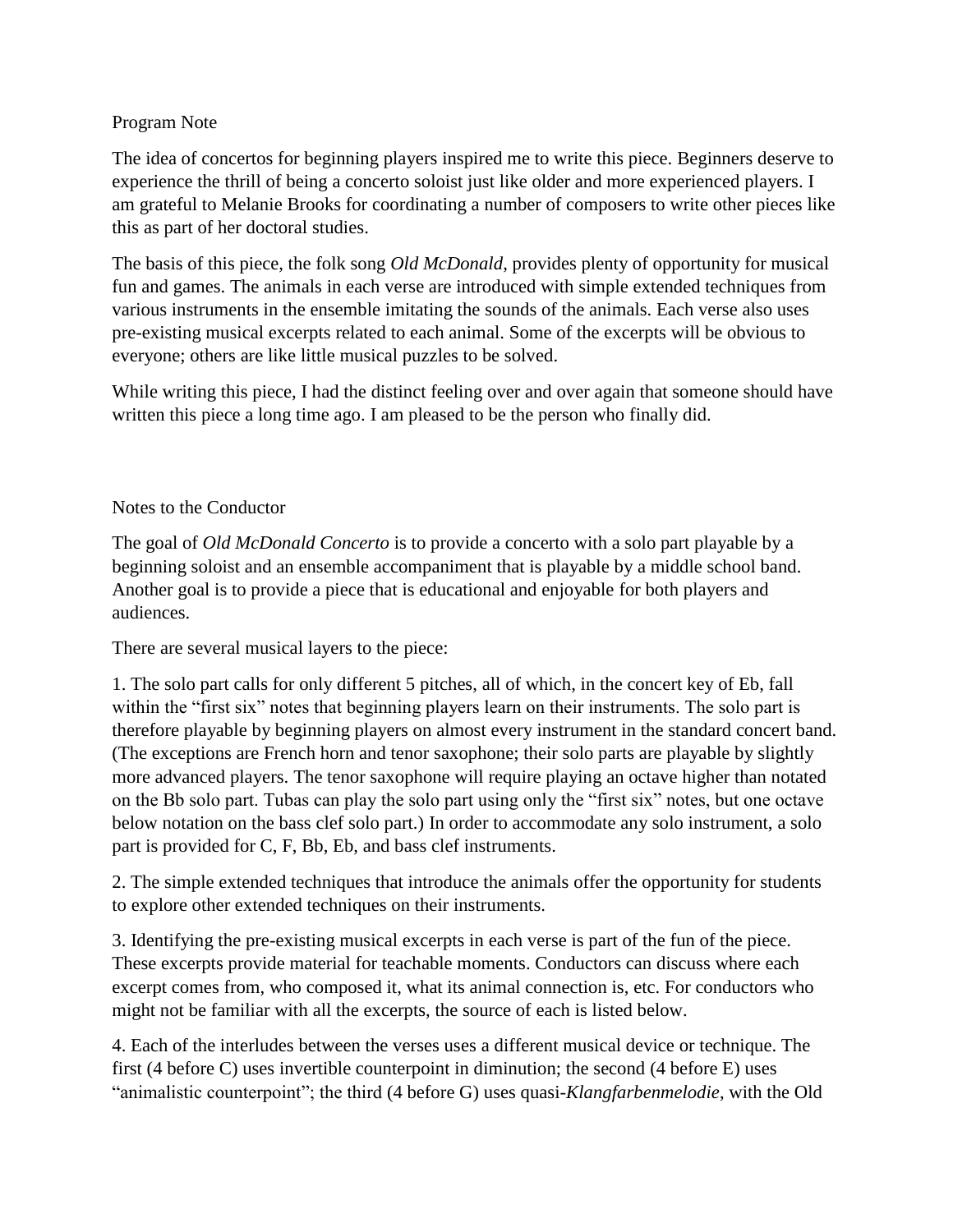Program Note

The idea of concertos for beginning players inspired me to write this piece. Beginners deserve to experience the thrill of being a concerto soloist just like older and more experienced players. I am grateful to Melanie Brooks for coordinating a number of composers to write other pieces like this as part of her doctoral studies.

The basis of this piece, the folk song *Old McDonald*, provides plenty of opportunity for musical fun and games. The animals in each verse are introduced with simple extended techniques from various instruments in the ensemble imitating the sounds of the animals. Each verse also uses pre-existing musical excerpts related to each animal. Some of the excerpts will be obvious to everyone; others are like little musical puzzles to be solved.

While writing this piece, I had the distinct feeling over and over again that someone should have written this piece a long time ago. I am pleased to be the person who finally did.

Notes to the Conductor

The goal of *Old McDonald Concerto* is to provide a concerto with a solo part playable by a beginning soloist and an ensemble accompaniment that is playable by a middle school band. Another goal is to provide a piece that is educational and enjoyable for both players and audiences.

There are several musical layers to the piece:

1. The solo part calls for only different 5 pitches, all of which, in the concert key of Eb, fall within the “first six” notes that beginning players learn on their instruments. The solo part is therefore playable by beginning players on almost every instrument in the standard concert band. (The exceptions are French horn and tenor saxophone; their solo parts are playable by slightly more advanced players. The tenor saxophone will require playing an octave higher than notated on the Bb solo part. Tubas can play the solo part using only the “first six” notes, but one octave below notation on the bass clef solo part.) In order to accommodate any solo instrument, a solo part is provided for C, F, Bb, Eb, and bass clef instruments.

2. The simple extended techniques that introduce the animals offer the opportunity for students to explore other extended techniques on their instruments.

3. Identifying the pre-existing musical excerpts in each verse is part of the fun of the piece. These excerpts provide material for teachable moments. Conductors can discuss where each excerpt comes from, who composed it, what its animal connection is, etc. For conductors who might not be familiar with all the excerpts, the source of each is listed below.

4. Each of the interludes between the verses uses a different musical device or technique. The first (4 before C) uses invertible counterpoint in diminution; the second (4 before E) uses “animalistic counterpoint”; the third (4 before G) uses quasi-*Klangfarbenmelodie*, with the Old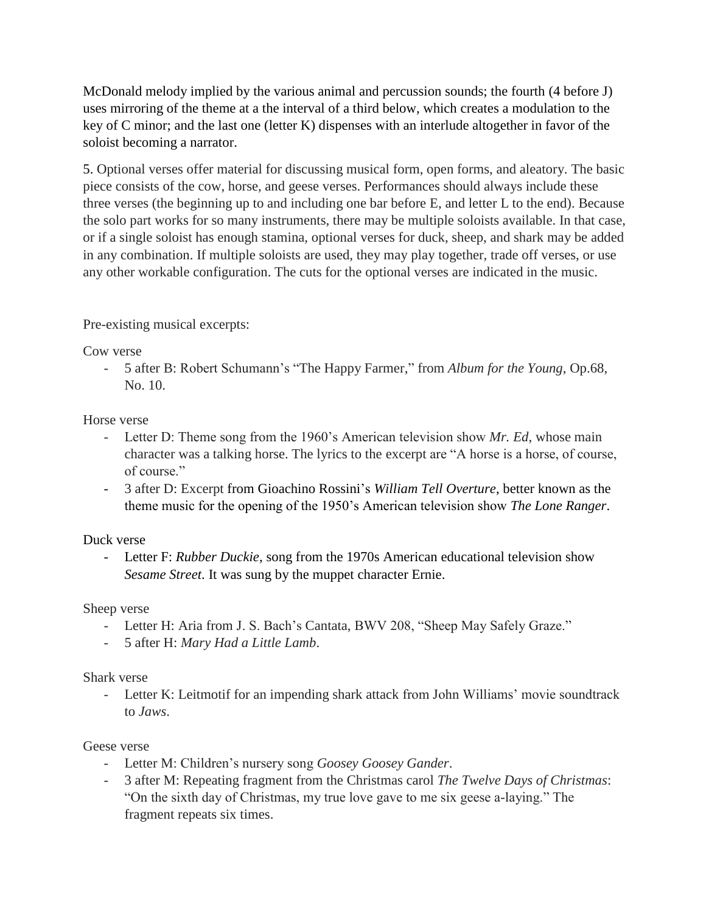McDonald melody implied by the various animal and percussion sounds; the fourth (4 before J) uses mirroring of the theme at a the interval of a third below, which creates a modulation to the key of C minor; and the last one (letter K) dispenses with an interlude altogether in favor of the soloist becoming a narrator.

5. Optional verses offer material for discussing musical form, open forms, and aleatory. The basic piece consists of the cow, horse, and geese verses. Performances should always include these three verses (the beginning up to and including one bar before E, and letter L to the end). Because the solo part works for so many instruments, there may be multiple soloists available. In that case, or if a single soloist has enough stamina, optional verses for duck, sheep, and shark may be added in any combination. If multiple soloists are used, they may play together, trade off verses, or use any other workable configuration. The cuts for the optional verses are indicated in the music.

Pre-existing musical excerpts:

Cow verse

- 5 after B: Robert Schumann's "The Happy Farmer," from *Album for the Young*, Op.68, No. 10.

Horse verse

- Letter D: Theme song from the 1960's American television show *Mr. Ed*, whose main character was a talking horse. The lyrics to the excerpt are "A horse is a horse, of course, of course."
- 3 after D: Excerpt from Gioachino Rossini's *William Tell Overture*, better known as the theme music for the opening of the 1950's American television show *The Lone Ranger*.

Duck verse

- Letter F: *Rubber Duckie*, song from the 1970s American educational television show *Sesame Street*. It was sung by the muppet character Ernie.

Sheep verse

- Letter H: Aria from J. S. Bach's Cantata, BWV 208, "Sheep May Safely Graze."
- 5 after H: *Mary Had a Little Lamb*.

Shark verse

- Letter K: Leitmotif for an impending shark attack from John Williams' movie soundtrack to *Jaws*.

Geese verse

- Letter M: Children's nursery song *Goosey Goosey Gander*.
- 3 after M: Repeating fragment from the Christmas carol *The Twelve Days of Christmas*: "On the sixth day of Christmas, my true love gave to me six geese a-laying." The fragment repeats six times.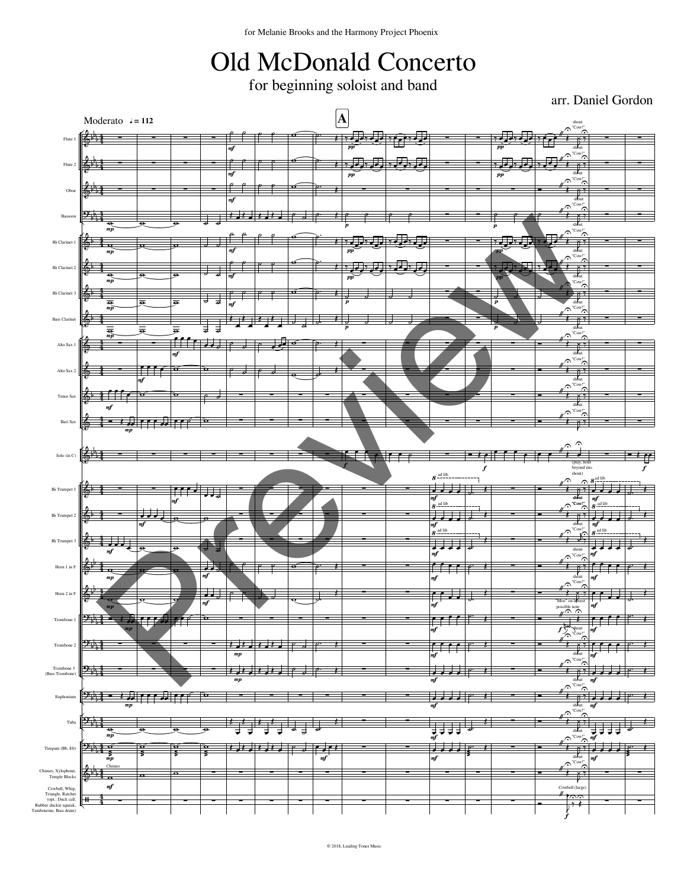for Melanie Brooks and the Harmony Project Phoenix

# Old McDonald Concerto

## for beginning soloist and band

arr. Daniel Gordon

Moderato ♩ = 112

**A**

Flute 1
Flute 2
Oboe
Bassoon
B♭ Clarinet 1
B♭ Clarinet 2
B♭ Clarinet 3
Bass Clarinet
Alto Sax 1
Alto Sax 2
Tenor Sax
Bari Sax
Solo (in C)
B♭ Trumpet 1
B♭ Trumpet 2
B♭ Trumpet 3
Horn 1 in F
Horn 2 in F
Trombone 1
Trombone 2
Trombone 3 (Bass Trombone)
Euphonium
Tuba
Timpani (B♭, E♭)
Chimes, Xylophone, Temple Blocks
Cowbell, Whip, Triangle, Ratchet (opt.: Duck call, Rubber duckie squeak, Tambourine, Bass drum)

shout "Cow!"

(play, hold beyond ens. shout)

ad lib.

"Moo" on lowest possible note

Chimes

Cowbell (large)

Preview

© 2018, Leading Tones Music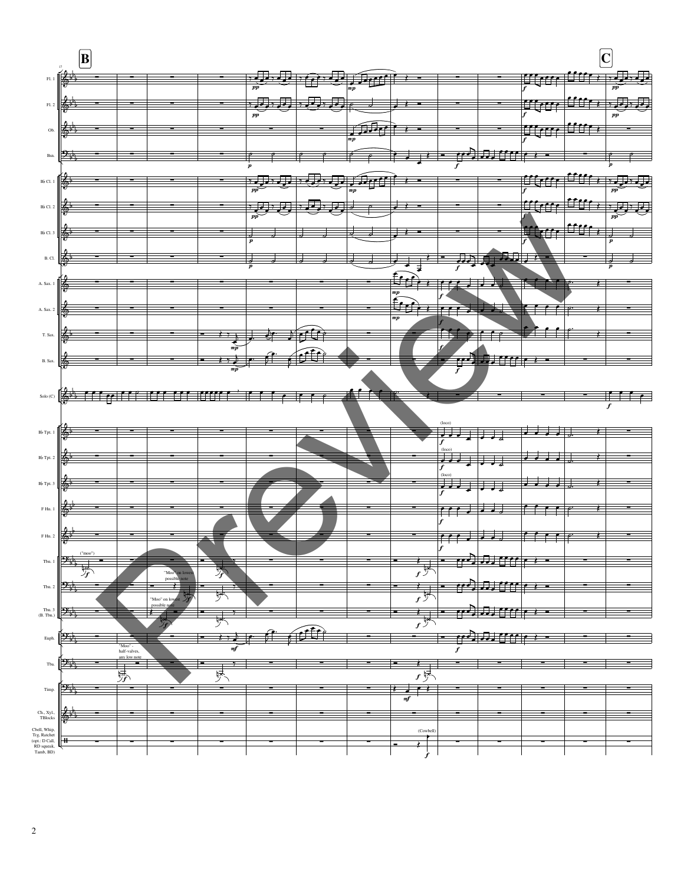**B**

**C**

Fl. 1

Fl. 2

Ob.

Bsn.

Bb Cl. 1

Bb Cl. 2

Bb Cl. 3

B. Cl.

A. Sax. 1

A. Sax. 2

T. Sax.

B. Sax.

Solo (C)

Bb Tpt. 1 — (loco)

Bb Tpt. 2 — (loco)

Bb Tpt. 3 — (loco)

F Hn. 1

F Hn. 2

Tbn. 1 — ("moo")

Tbn. 2 — "Moo" on lowest possible note

Tbn. 3 (B. Tbn.) — "Moo" on lowest possible note

Euph. — "Moo" - half-valves, any low note

Tba.

Timp.

Ch., Xyl., TBlocks

Cbell, Whip, Trg, Ratchet (opt.: D Call, RD squeak, Tamb, BD) — (Cowbell)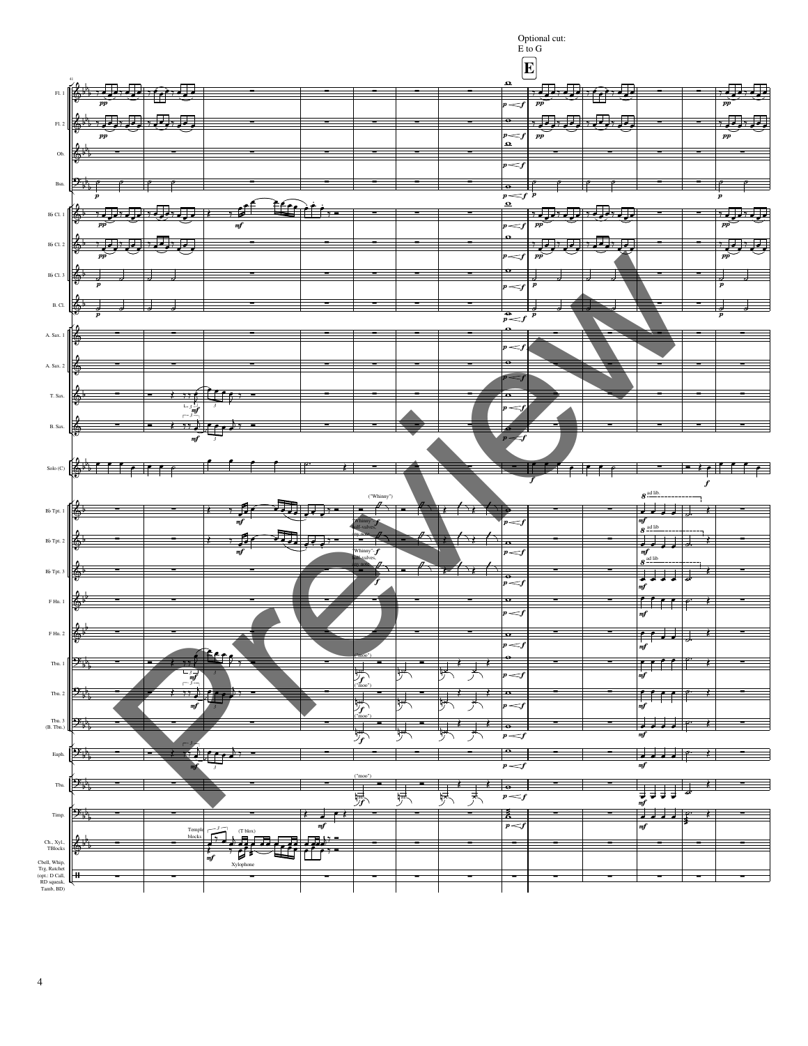Optional cut:
E to G

**E**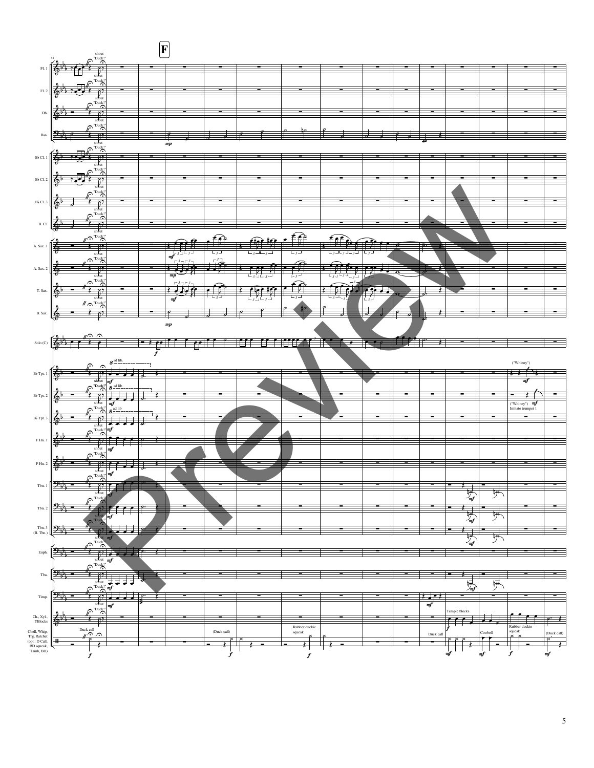**F**

Fl. 1, Fl. 2, Ob., Bsn., Bb Cl. 1, Bb Cl. 2, Bb Cl. 3, B. Cl., A. Sax. 1, A. Sax. 2, T. Sax., B. Sax., Solo (C), Bb Tpt. 1, Bb Tpt. 2, Bb Tpt. 3, F Hn. 1, F Hn. 2, Tbn. 1, Tbn. 2, Tbn. 3 (B. Tbn.), Euph., Tba., Timp., Ch., Xyl., TBlocks, Cbell, Whip, Trg, Ratchet (opt.: D Call, RD squeak, Tamb, BD)

shout "Duck!"

ad lib.

("Whinny")

("Whinny") Imitate trumpet 1

Temple blocks

Duck call

(Duck call)

Rubber duckie squeak

Cowbell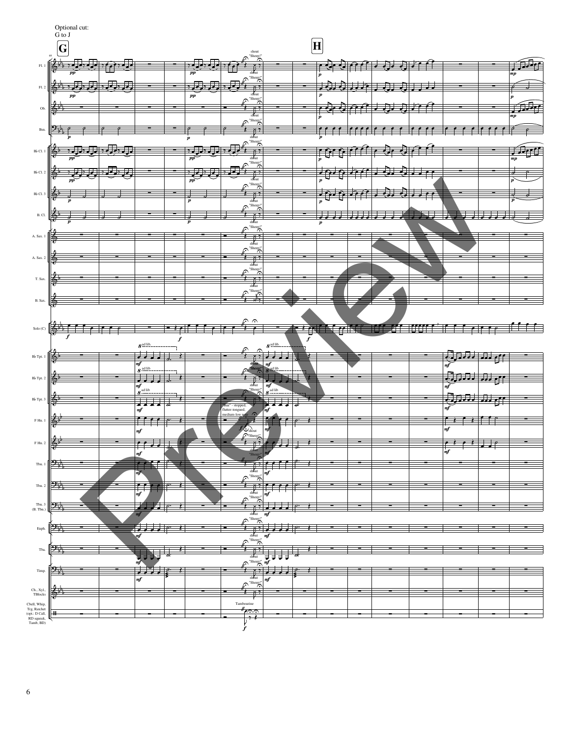Optional cut:
G to J

G

H

shout "Sheep!"

"Baa" - stopped, flutter-tongued, medium-low note

Tambourine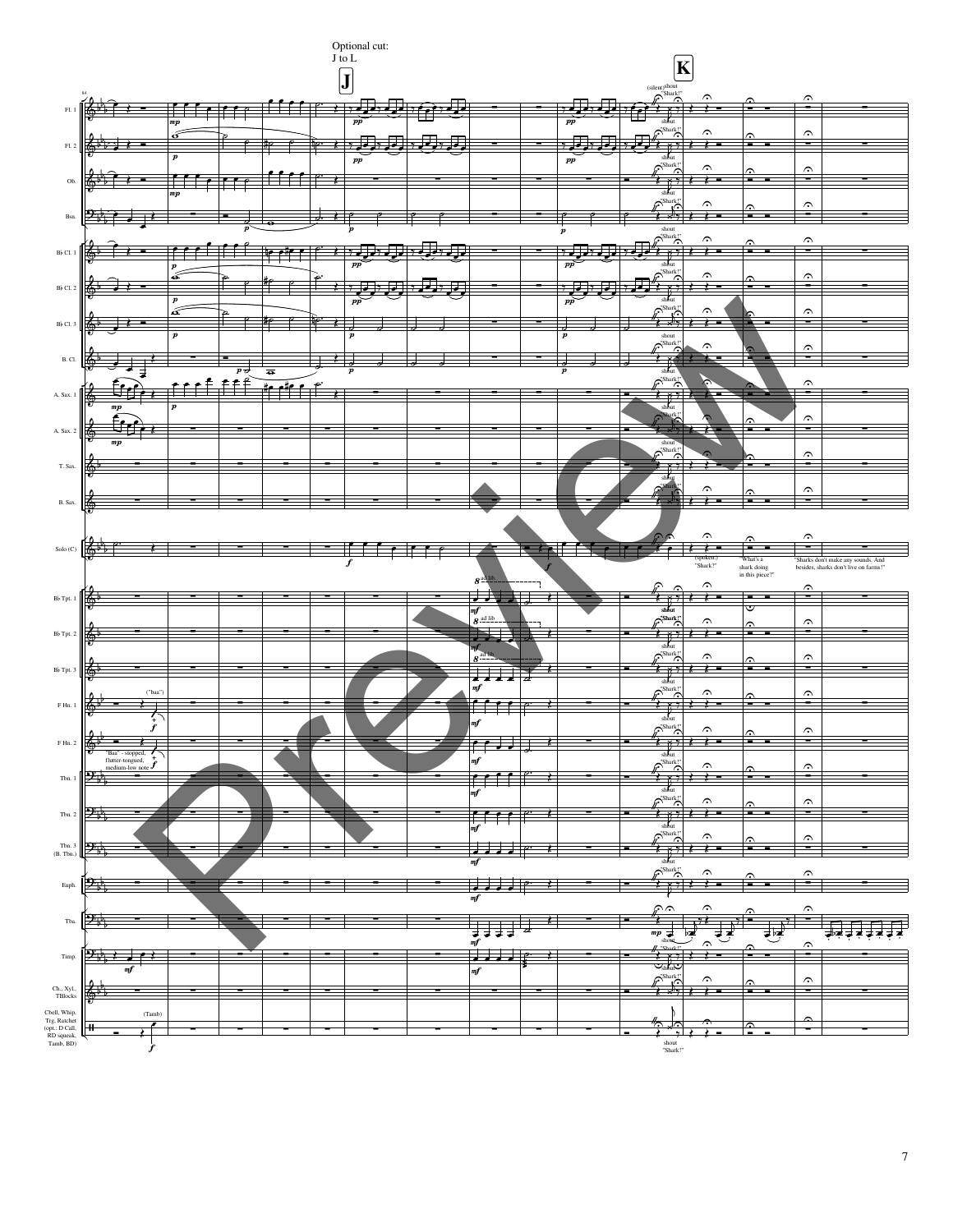Optional cut: J to L

**J**

**K**

(silent) shout "Shark!"

(spoken:) "Shark?"

"What's a shark doing in this piece?"

"Sharks don't make any sounds. And besides, sharks don't live on farms!"

ad lib

("baa")

"Baa" - stopped, flutter-tongued, medium-low note

(Tamb)

shout "Shark!"